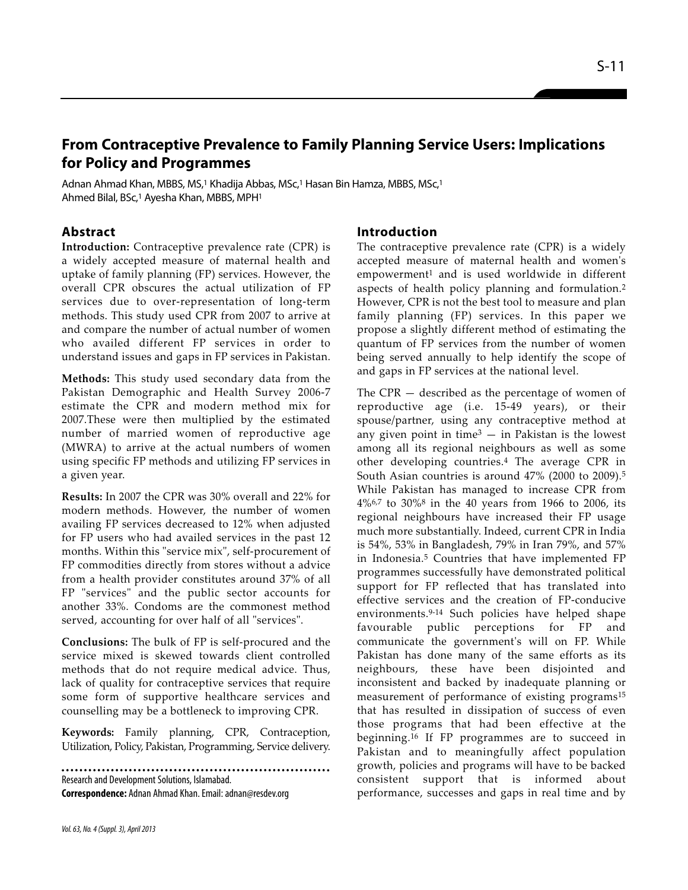# From Contraceptive Prevalence to Family Planning Service Users: Implications for Policy and Programmes

Adnan Ahmad Khan, MBBS, MS,[1] Khadija Abbas, MSc,[1] Hasan Bin Hamza, MBBS, MSc,[1] Ahmed Bilal, BSc,[1] Ayesha Khan, MBBS, MPH[1]

## Abstract

**Introduction:** Contraceptive prevalence rate (CPR) is a widely accepted measure of maternal health and uptake of family planning (FP) services. However, the overall CPR obscures the actual utilization of FP services due to over-representation of long-term methods. This study used CPR from 2007 to arrive at and compare the number of actual number of women who availed different FP services in order to understand issues and gaps in FP services in Pakistan.

**Methods:** This study used secondary data from the Pakistan Demographic and Health Survey 2006-7 estimate the CPR and modern method mix for 2007.These were then multiplied by the estimated number of married women of reproductive age (MWRA) to arrive at the actual numbers of women using specific FP methods and utilizing FP services in a given year.

**Results:** In 2007 the CPR was 30% overall and 22% for modern methods. However, the number of women availing FP services decreased to 12% when adjusted for FP users who had availed services in the past 12 months. Within this "service mix", self-procurement of FP commodities directly from stores without a advice from a health provider constitutes around 37% of all FP "services" and the public sector accounts for another 33%. Condoms are the commonest method served, accounting for over half of all "services".

**Conclusions:** The bulk of FP is self-procured and the service mixed is skewed towards client controlled methods that do not require medical advice. Thus, lack of quality for contraceptive services that require some form of supportive healthcare services and counselling may be a bottleneck to improving CPR.

**Keywords:** Family planning, CPR, Contraception, Utilization, Policy, Pakistan, Programming, Service delivery.

Research and Development Solutions, Islamabad.

**Correspondence:** Adnan Ahmad Khan. Email: adnan@resdev.org

## Introduction

The contraceptive prevalence rate (CPR) is a widely accepted measure of maternal health and women's empowerment[1] and is used worldwide in different aspects of health policy planning and formulation.[2] However, CPR is not the best tool to measure and plan family planning (FP) services. In this paper we propose a slightly different method of estimating the quantum of FP services from the number of women being served annually to help identify the scope of and gaps in FP services at the national level.

The CPR — described as the percentage of women of reproductive age (i.e. 15-49 years), or their spouse/partner, using any contraceptive method at any given point in time[3] — in Pakistan is the lowest among all its regional neighbours as well as some other developing countries.[4] The average CPR in South Asian countries is around 47% (2000 to 2009).[5] While Pakistan has managed to increase CPR from 4%[6,7] to 30%[8] in the 40 years from 1966 to 2006, its regional neighbours have increased their FP usage much more substantially. Indeed, current CPR in India is 54%, 53% in Bangladesh, 79% in Iran 79%, and 57% in Indonesia.[5] Countries that have implemented FP programmes successfully have demonstrated political support for FP reflected that has translated into effective services and the creation of FP-conducive environments.[9-14] Such policies have helped shape favourable public perceptions for FP and communicate the government's will on FP. While Pakistan has done many of the same efforts as its neighbours, these have been disjointed and inconsistent and backed by inadequate planning or measurement of performance of existing programs[15] that has resulted in dissipation of success of even those programs that had been effective at the beginning.[16] If FP programmes are to succeed in Pakistan and to meaningfully affect population growth, policies and programs will have to be backed consistent support that is informed about performance, successes and gaps in real time and by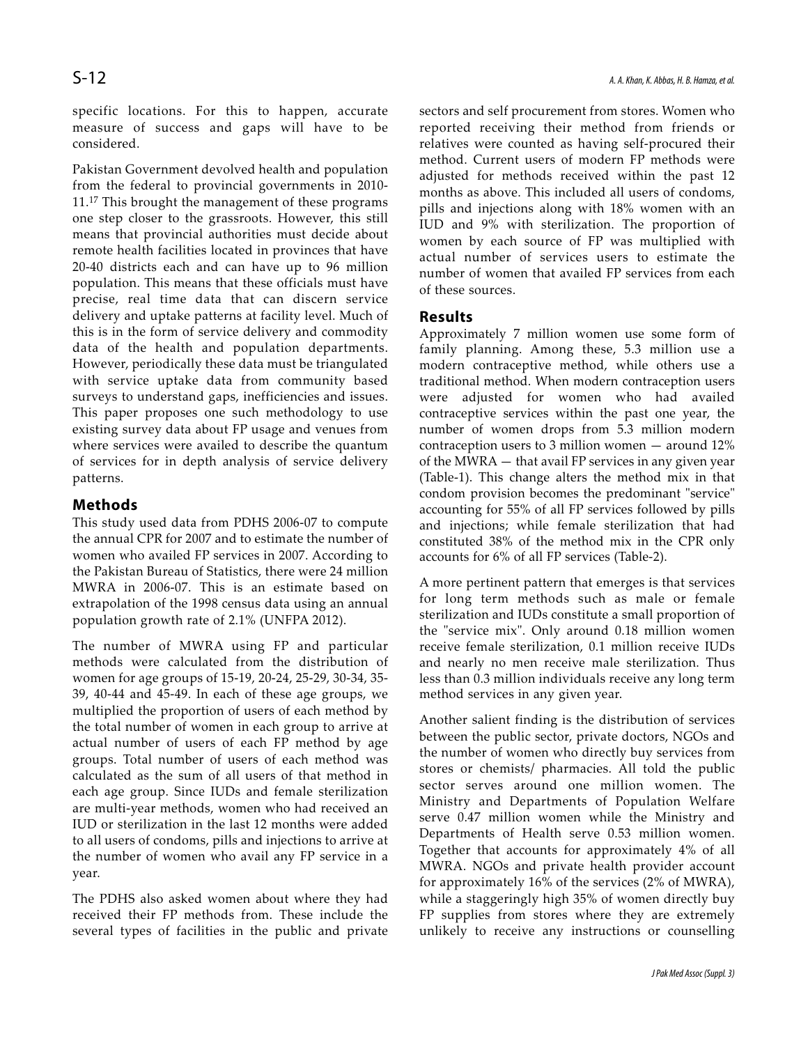specific locations. For this to happen, accurate measure of success and gaps will have to be considered.

Pakistan Government devolved health and population from the federal to provincial governments in 2010-11.[17] This brought the management of these programs one step closer to the grassroots. However, this still means that provincial authorities must decide about remote health facilities located in provinces that have 20-40 districts each and can have up to 96 million population. This means that these officials must have precise, real time data that can discern service delivery and uptake patterns at facility level. Much of this is in the form of service delivery and commodity data of the health and population departments. However, periodically these data must be triangulated with service uptake data from community based surveys to understand gaps, inefficiencies and issues. This paper proposes one such methodology to use existing survey data about FP usage and venues from where services were availed to describe the quantum of services for in depth analysis of service delivery patterns.

## Methods

This study used data from PDHS 2006-07 to compute the annual CPR for 2007 and to estimate the number of women who availed FP services in 2007. According to the Pakistan Bureau of Statistics, there were 24 million MWRA in 2006-07. This is an estimate based on extrapolation of the 1998 census data using an annual population growth rate of 2.1% (UNFPA 2012).

The number of MWRA using FP and particular methods were calculated from the distribution of women for age groups of 15-19, 20-24, 25-29, 30-34, 35-39, 40-44 and 45-49. In each of these age groups, we multiplied the proportion of users of each method by the total number of women in each group to arrive at actual number of users of each FP method by age groups. Total number of users of each method was calculated as the sum of all users of that method in each age group. Since IUDs and female sterilization are multi-year methods, women who had received an IUD or sterilization in the last 12 months were added to all users of condoms, pills and injections to arrive at the number of women who avail any FP service in a year.

The PDHS also asked women about where they had received their FP methods from. These include the several types of facilities in the public and private sectors and self procurement from stores. Women who reported receiving their method from friends or relatives were counted as having self-procured their method. Current users of modern FP methods were adjusted for methods received within the past 12 months as above. This included all users of condoms, pills and injections along with 18% women with an IUD and 9% with sterilization. The proportion of women by each source of FP was multiplied with actual number of services users to estimate the number of women that availed FP services from each of these sources.

## Results

Approximately 7 million women use some form of family planning. Among these, 5.3 million use a modern contraceptive method, while others use a traditional method. When modern contraception users were adjusted for women who had availed contraceptive services within the past one year, the number of women drops from 5.3 million modern contraception users to 3 million women — around 12% of the MWRA — that avail FP services in any given year (Table-1). This change alters the method mix in that condom provision becomes the predominant "service" accounting for 55% of all FP services followed by pills and injections; while female sterilization that had constituted 38% of the method mix in the CPR only accounts for 6% of all FP services (Table-2).

A more pertinent pattern that emerges is that services for long term methods such as male or female sterilization and IUDs constitute a small proportion of the "service mix". Only around 0.18 million women receive female sterilization, 0.1 million receive IUDs and nearly no men receive male sterilization. Thus less than 0.3 million individuals receive any long term method services in any given year.

Another salient finding is the distribution of services between the public sector, private doctors, NGOs and the number of women who directly buy services from stores or chemists/ pharmacies. All told the public sector serves around one million women. The Ministry and Departments of Population Welfare serve 0.47 million women while the Ministry and Departments of Health serve 0.53 million women. Together that accounts for approximately 4% of all MWRA. NGOs and private health provider account for approximately 16% of the services (2% of MWRA), while a staggeringly high 35% of women directly buy FP supplies from stores where they are extremely unlikely to receive any instructions or counselling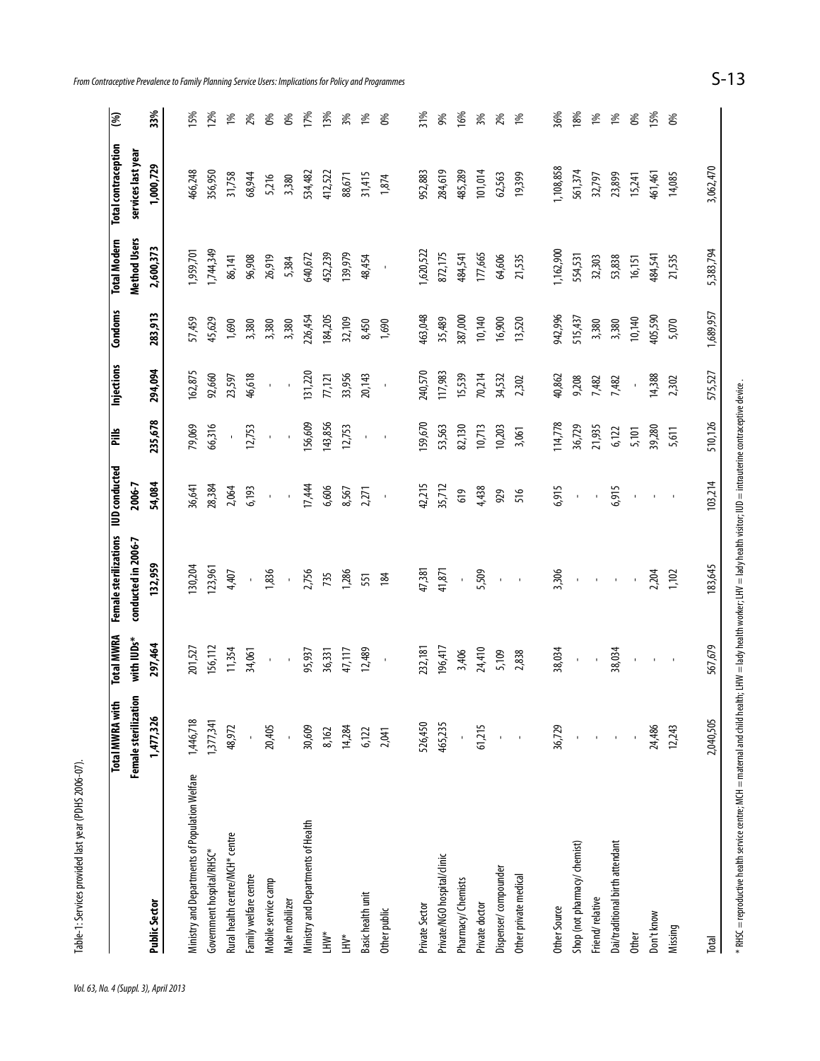Table-1: Services provided last year (PDHS 2006-07).

| Public Sector | Total MWRA with Female sterilization | Total MWRA with IUDs* | Female sterilizations conducted in 2006-7 | IUD conducted 2006-7 | Pills | Injections | Condoms | Total Modern Method Users | Total contraception services last year | (%) |
|---|---|---|---|---|---|---|---|---|---|---|
| | 1,477,326 | 297,464 | 132,959 | 54,084 | 235,678 | 294,094 | 283,913 | 2,600,373 | 1,000,729 | 33% |
| Ministry and Departments of Population Welfare | 1,446,718 | 201,527 | 130,204 | 36,641 | 79,069 | 162,875 | 57,459 | 1,959,701 | 466,248 | 15% |
| Government hospital/RHSC* | 1,377,341 | 156,112 | 123,961 | 28,384 | 66,316 | 92,660 | 45,629 | 1,744,349 | 356,950 | 12% |
| Rural health centre/MCH* centre | 48,972 | 11,354 | 4,407 | 2,064 | - | 23,597 | 1,690 | 86,141 | 31,758 | 1% |
| Family welfare centre | - | 34,061 | - | 6,193 | 12,753 | 46,618 | 3,380 | 96,908 | 68,944 | 2% |
| Mobile service camp | 20,405 | - | 1,836 | - | - | - | 3,380 | 26,919 | 5,216 | 0% |
| Male mobilizer | - | - | - | - | - | - | 3,380 | 5,384 | 3,380 | 0% |
| Ministry and Departments of Health | 30,609 | 95,937 | 2,756 | 17,444 | 156,609 | 131,220 | 226,454 | 640,672 | 534,482 | 17% |
| LHW* | 8,162 | 36,331 | 735 | 6,606 | 143,856 | 77,121 | 184,205 | 452,239 | 412,522 | 13% |
| LHV* | 14,284 | 47,117 | 1,286 | 8,567 | 12,753 | 33,956 | 32,109 | 139,979 | 88,671 | 3% |
| Basic health unit | 6,122 | 12,489 | 551 | 2,271 | - | 20,143 | 8,450 | 48,454 | 31,415 | 1% |
| Other public | 2,041 | - | 184 | - | - | - | 1,690 | - | 1,874 | 0% |
| Private Sector | 526,450 | 232,181 | 47,381 | 42,215 | 159,670 | 240,570 | 463,048 | 1,620,522 | 952,883 | 31% |
| Private/NGO hospital/clinic | 465,235 | 196,417 | 41,871 | 35,712 | 53,563 | 117,983 | 35,489 | 872,175 | 284,619 | 9% |
| Pharmacy/ Chemists | - | 3,406 | - | 619 | 82,130 | 15,539 | 387,000 | 484,541 | 485,289 | 16% |
| Private doctor | 61,215 | 24,410 | 5,509 | 4,438 | 10,713 | 70,214 | 10,140 | 177,665 | 101,014 | 3% |
| Dispenser/ compounder | - | 5,109 | - | 929 | 10,203 | 34,532 | 16,900 | 64,606 | 62,563 | 2% |
| Other private medical | - | 2,838 | - | 516 | 3,061 | 2,302 | 13,520 | 21,535 | 19,399 | 1% |
| Other Source | 36,729 | 38,034 | 3,306 | 6,915 | 114,778 | 40,862 | 942,996 | 1,162,900 | 1,108,858 | 36% |
| Shop (not pharmacy/ chemist) | - | - | - | - | 36,729 | 9,208 | 515,437 | 554,531 | 561,374 | 18% |
| Friend/ relative | - | - | - | - | 21,935 | 7,482 | 3,380 | 32,303 | 32,797 | 1% |
| Dai/traditional birth attendant | - | 38,034 | - | 6,915 | 6,122 | 7,482 | 3,380 | 53,838 | 23,899 | 1% |
| Other | - | - | - | - | 5,101 | - | 10,140 | 16,151 | 15,241 | 0% |
| Don't know | 24,486 | - | 2,204 | - | 39,280 | 14,388 | 405,590 | 484,541 | 461,461 | 15% |
| Missing | 12,243 | - | 1,102 | - | 5,611 | 2,302 | 5,070 | 21,535 | 14,085 | 0% |
| Total | 2,040,505 | 567,679 | 183,645 | 103,214 | 510,126 | 575,527 | 1,689,957 | 5,383,794 | 3,062,470 | |

* RHSC = reproductive health service centre; MCH = maternal and child health; LHW = lady health worker; LHV = lady health visitor; IUD = intrauterine contraceptive device.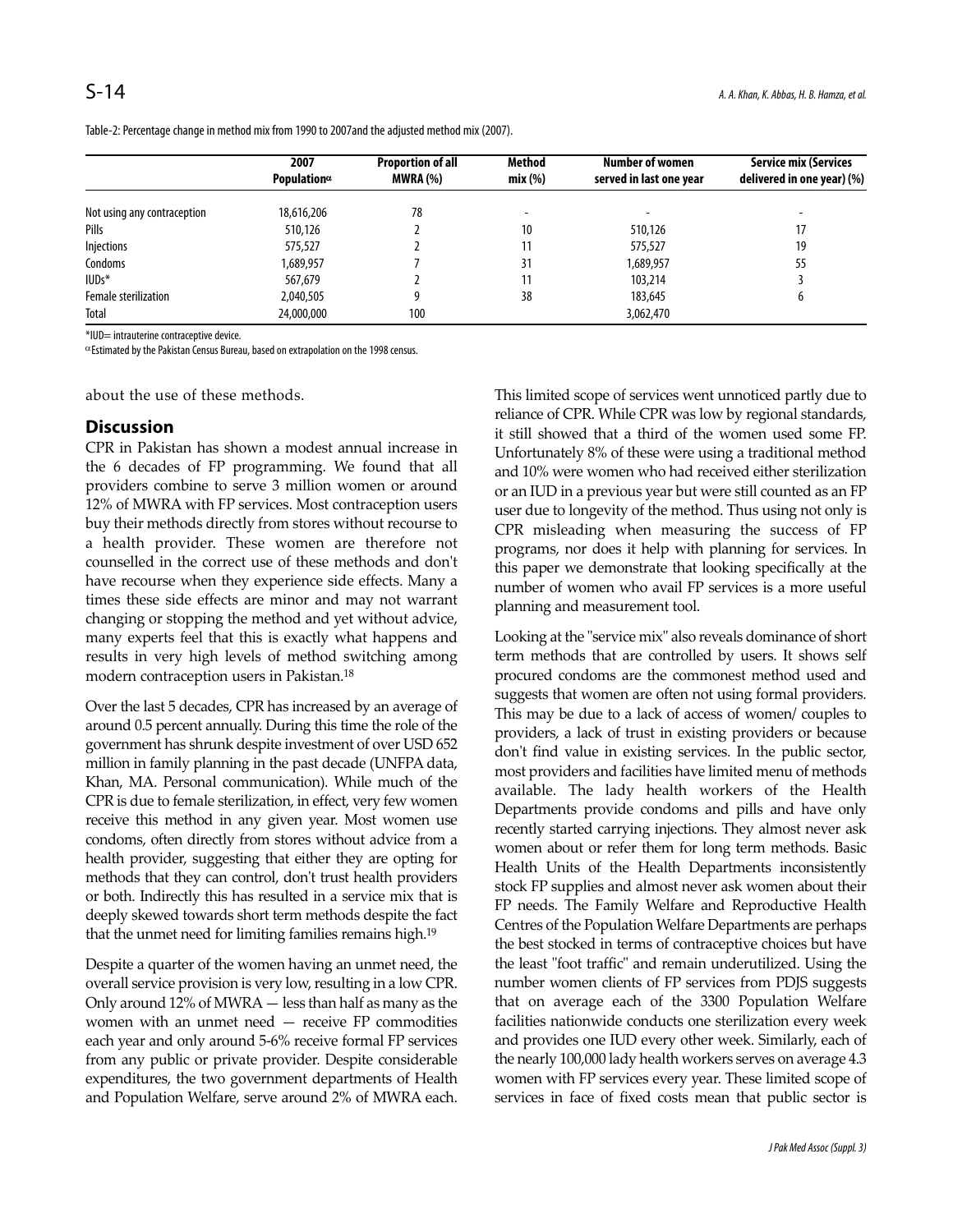Table-2: Percentage change in method mix from 1990 to 2007and the adjusted method mix (2007).

| | 2007 Population$^{\alpha}$ | Proportion of all MWRA (%) | Method mix (%) | Number of women served in last one year | Service mix (Services delivered in one year) (%) |
|---|---|---|---|---|---|
| Not using any contraception | 18,616,206 | 78 | - | - | - |
| Pills | 510,126 | 2 | 10 | 510,126 | 17 |
| Injections | 575,527 | 2 | 11 | 575,527 | 19 |
| Condoms | 1,689,957 | 7 | 31 | 1,689,957 | 55 |
| IUDs* | 567,679 | 2 | 11 | 103,214 | 3 |
| Female sterilization | 2,040,505 | 9 | 38 | 183,645 | 6 |
| Total | 24,000,000 | 100 | | 3,062,470 | |

*IUD= intrauterine contraceptive device.

$^{\alpha}$Estimated by the Pakistan Census Bureau, based on extrapolation on the 1998 census.

about the use of these methods.

## Discussion

CPR in Pakistan has shown a modest annual increase in the 6 decades of FP programming. We found that all providers combine to serve 3 million women or around 12% of MWRA with FP services. Most contraception users buy their methods directly from stores without recourse to a health provider. These women are therefore not counselled in the correct use of these methods and don't have recourse when they experience side effects. Many a times these side effects are minor and may not warrant changing or stopping the method and yet without advice, many experts feel that this is exactly what happens and results in very high levels of method switching among modern contraception users in Pakistan.[18]

Over the last 5 decades, CPR has increased by an average of around 0.5 percent annually. During this time the role of the government has shrunk despite investment of over USD 652 million in family planning in the past decade (UNFPA data, Khan, MA. Personal communication). While much of the CPR is due to female sterilization, in effect, very few women receive this method in any given year. Most women use condoms, often directly from stores without advice from a health provider, suggesting that either they are opting for methods that they can control, don't trust health providers or both. Indirectly this has resulted in a service mix that is deeply skewed towards short term methods despite the fact that the unmet need for limiting families remains high.[19]

Despite a quarter of the women having an unmet need, the overall service provision is very low, resulting in a low CPR. Only around 12% of MWRA — less than half as many as the women with an unmet need — receive FP commodities each year and only around 5-6% receive formal FP services from any public or private provider. Despite considerable expenditures, the two government departments of Health and Population Welfare, serve around 2% of MWRA each. This limited scope of services went unnoticed partly due to reliance of CPR. While CPR was low by regional standards, it still showed that a third of the women used some FP. Unfortunately 8% of these were using a traditional method and 10% were women who had received either sterilization or an IUD in a previous year but were still counted as an FP user due to longevity of the method. Thus using not only is CPR misleading when measuring the success of FP programs, nor does it help with planning for services. In this paper we demonstrate that looking specifically at the number of women who avail FP services is a more useful planning and measurement tool.

Looking at the "service mix" also reveals dominance of short term methods that are controlled by users. It shows self procured condoms are the commonest method used and suggests that women are often not using formal providers. This may be due to a lack of access of women/ couples to providers, a lack of trust in existing providers or because don't find value in existing services. In the public sector, most providers and facilities have limited menu of methods available. The lady health workers of the Health Departments provide condoms and pills and have only recently started carrying injections. They almost never ask women about or refer them for long term methods. Basic Health Units of the Health Departments inconsistently stock FP supplies and almost never ask women about their FP needs. The Family Welfare and Reproductive Health Centres of the Population Welfare Departments are perhaps the best stocked in terms of contraceptive choices but have the least "foot traffic" and remain underutilized. Using the number women clients of FP services from PDJS suggests that on average each of the 3300 Population Welfare facilities nationwide conducts one sterilization every week and provides one IUD every other week. Similarly, each of the nearly 100,000 lady health workers serves on average 4.3 women with FP services every year. These limited scope of services in face of fixed costs mean that public sector is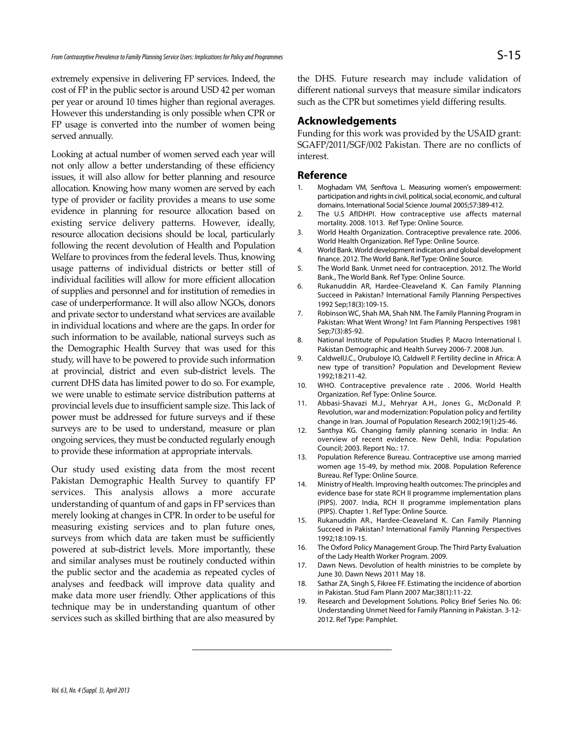extremely expensive in delivering FP services. Indeed, the cost of FP in the public sector is around USD 42 per woman per year or around 10 times higher than regional averages. However this understanding is only possible when CPR or FP usage is converted into the number of women being served annually.

Looking at actual number of women served each year will not only allow a better understanding of these efficiency issues, it will also allow for better planning and resource allocation. Knowing how many women are served by each type of provider or facility provides a means to use some evidence in planning for resource allocation based on existing service delivery patterns. However, ideally, resource allocation decisions should be local, particularly following the recent devolution of Health and Population Welfare to provinces from the federal levels. Thus, knowing usage patterns of individual districts or better still of individual facilities will allow for more efficient allocation of supplies and personnel and for institution of remedies in case of underperformance. It will also allow NGOs, donors and private sector to understand what services are available in individual locations and where are the gaps. In order for such information to be available, national surveys such as the Demographic Health Survey that was used for this study, will have to be powered to provide such information at provincial, district and even sub-district levels. The current DHS data has limited power to do so. For example, we were unable to estimate service distribution patterns at provincial levels due to insufficient sample size. This lack of power must be addressed for future surveys and if these surveys are to be used to understand, measure or plan ongoing services, they must be conducted regularly enough to provide these information at appropriate intervals.

Our study used existing data from the most recent Pakistan Demographic Health Survey to quantify FP services. This analysis allows a more accurate understanding of quantum of and gaps in FP services than merely looking at changes in CPR. In order to be useful for measuring existing services and to plan future ones, surveys from which data are taken must be sufficiently powered at sub-district levels. More importantly, these and similar analyses must be routinely conducted within the public sector and the academia as repeated cycles of analyses and feedback will improve data quality and make data more user friendly. Other applications of this technique may be in understanding quantum of other services such as skilled birthing that are also measured by the DHS. Future research may include validation of different national surveys that measure similar indicators such as the CPR but sometimes yield differing results.

## Acknowledgements

Funding for this work was provided by the USAID grant: SGAFP/2011/SGF/002 Pakistan. There are no conflicts of interest.

## Reference

1. Moghadam VM, Senftova L. Measuring women's empowerment: participation and rights in civil, political, social, economic, and cultural domains. International Social Science Journal 2005;57:389-412.
2. The U.S AfIDHPI. How contraceptive use affects maternal mortality. 2008. 1013. Ref Type: Online Source.
3. World Health Organization. Contraceptive prevalence rate. 2006. World Health Organization. Ref Type: Online Source.
4. World Bank. World development indicators and global development finance. 2012. The World Bank. Ref Type: Online Source.
5. The World Bank. Unmet need for contraception. 2012. The World Bank., The World Bank. Ref Type: Online Source.
6. Rukanuddin AR, Hardee-Cleaveland K. Can Family Planning Succeed in Pakistan? International Family Planning Perspectives 1992 Sep;18(3):109-15.
7. Robinson WC, Shah MA, Shah NM. The Family Planning Program in Pakistan: What Went Wrong? Int Fam Planning Perspectives 1981 Sep;7(3):85-92.
8. National Institute of Population Studies P, Macro International I. Pakistan Demographic and Health Survey 2006-7. 2008 Jun.
9. CaldwellJ.C., Orubuloye IO, Caldwell P. Fertility decline in Africa: A new type of transition? Population and Development Review 1992;18:211-42.
10. WHO. Contraceptive prevalence rate . 2006. World Health Organization. Ref Type: Online Source.
11. Abbasi-Shavazi M.J., Mehryar A.H., Jones G., McDonald P. Revolution, war and modernization: Population policy and fertility change in Iran. Journal of Population Research 2002;19(1):25-46.
12. Santhya KG. Changing family planning scenario in India: An overview of recent evidence. New Dehli, India: Population Council; 2003. Report No.: 17.
13. Population Reference Bureau. Contraceptive use among married women age 15-49, by method mix. 2008. Population Reference Bureau. Ref Type: Online Source.
14. Ministry of Health. Improving health outcomes: The principles and evidence base for state RCH II programme implementation plans (PIPS). 2007. India, RCH II programme implementation plans (PIPS). Chapter 1. Ref Type: Online Source.
15. Rukanuddin AR., Hardee-Cleaveland K. Can Family Planning Succeed in Pakistan? International Family Planning Perspectives 1992;18:109-15.
16. The Oxford Policy Management Group. The Third Party Evaluation of the Lady Health Worker Program. 2009.
17. Dawn News. Devolution of health ministries to be complete by June 30. Dawn News 2011 May 18.
18. Sathar ZA, Singh S, Fikree FF. Estimating the incidence of abortion in Pakistan. Stud Fam Plann 2007 Mar;38(1):11-22.
19. Research and Development Solutions. Policy Brief Series No. 06: Understanding Unmet Need for Family Planning in Pakistan. 3-12-2012. Ref Type: Pamphlet.